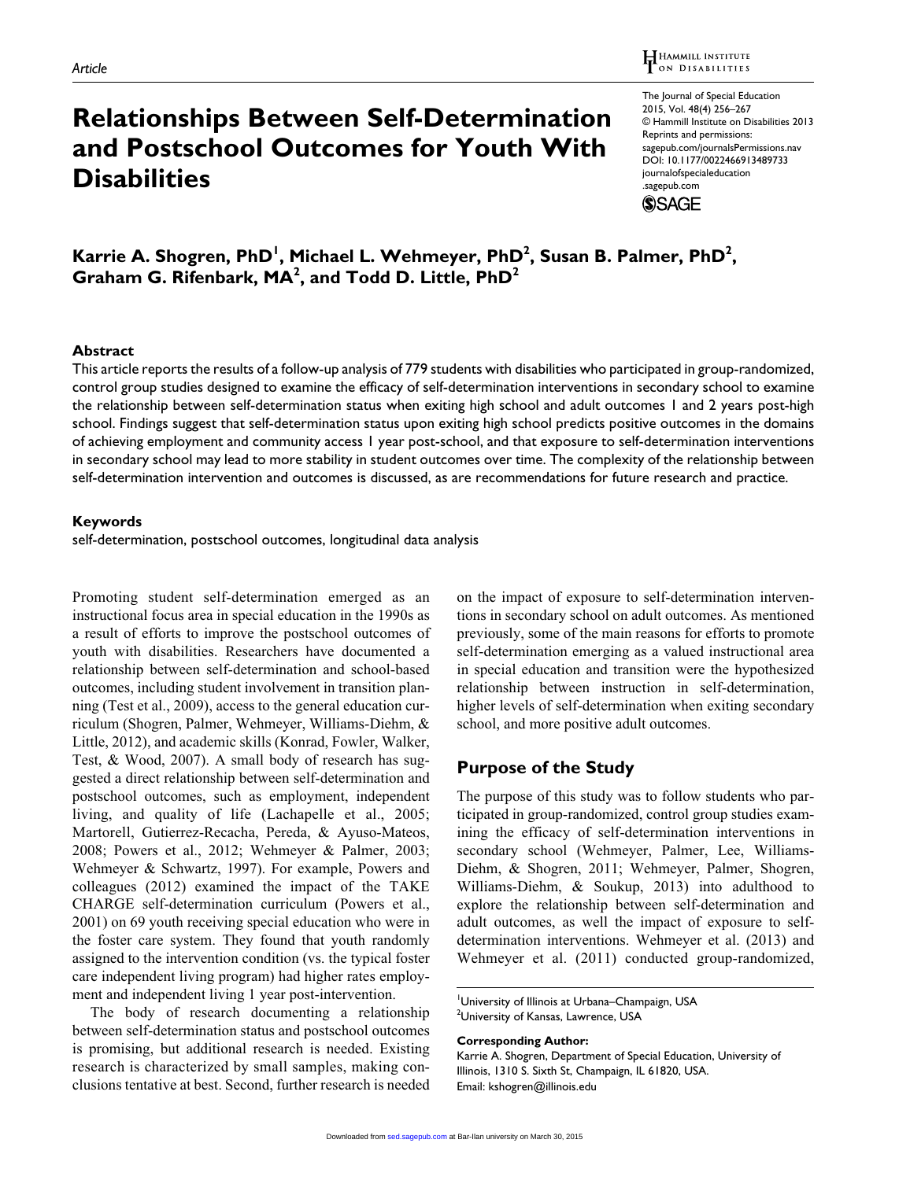Article

# Relationships Between Self-Determination and Postschool Outcomes for Youth With Disabilities

Karrie A. Shogren, PhD[1], Michael L. Wehmeyer, PhD[2], Susan B. Palmer, PhD[2], Graham G. Rifenbark, MA[2], and Todd D. Little, PhD[2]

## Abstract

This article reports the results of a follow-up analysis of 779 students with disabilities who participated in group-randomized, control group studies designed to examine the efficacy of self-determination interventions in secondary school to examine the relationship between self-determination status when exiting high school and adult outcomes 1 and 2 years post-high school. Findings suggest that self-determination status upon exiting high school predicts positive outcomes in the domains of achieving employment and community access 1 year post-school, and that exposure to self-determination interventions in secondary school may lead to more stability in student outcomes over time. The complexity of the relationship between self-determination intervention and outcomes is discussed, as are recommendations for future research and practice.

## Keywords

self-determination, postschool outcomes, longitudinal data analysis

Promoting student self-determination emerged as an instructional focus area in special education in the 1990s as a result of efforts to improve the postschool outcomes of youth with disabilities. Researchers have documented a relationship between self-determination and school-based outcomes, including student involvement in transition planning (Test et al., 2009), access to the general education curriculum (Shogren, Palmer, Wehmeyer, Williams-Diehm, & Little, 2012), and academic skills (Konrad, Fowler, Walker, Test, & Wood, 2007). A small body of research has suggested a direct relationship between self-determination and postschool outcomes, such as employment, independent living, and quality of life (Lachapelle et al., 2005; Martorell, Gutierrez-Recacha, Pereda, & Ayuso-Mateos, 2008; Powers et al., 2012; Wehmeyer & Palmer, 2003; Wehmeyer & Schwartz, 1997). For example, Powers and colleagues (2012) examined the impact of the TAKE CHARGE self-determination curriculum (Powers et al., 2001) on 69 youth receiving special education who were in the foster care system. They found that youth randomly assigned to the intervention condition (vs. the typical foster care independent living program) had higher rates employment and independent living 1 year post-intervention.

The body of research documenting a relationship between self-determination status and postschool outcomes is promising, but additional research is needed. Existing research is characterized by small samples, making conclusions tentative at best. Second, further research is needed on the impact of exposure to self-determination interventions in secondary school on adult outcomes. As mentioned previously, some of the main reasons for efforts to promote self-determination emerging as a valued instructional area in special education and transition were the hypothesized relationship between instruction in self-determination, higher levels of self-determination when exiting secondary school, and more positive adult outcomes.

## Purpose of the Study

The purpose of this study was to follow students who participated in group-randomized, control group studies examining the efficacy of self-determination interventions in secondary school (Wehmeyer, Palmer, Lee, Williams-Diehm, & Shogren, 2011; Wehmeyer, Palmer, Shogren, Williams-Diehm, & Soukup, 2013) into adulthood to explore the relationship between self-determination and adult outcomes, as well the impact of exposure to self-determination interventions. Wehmeyer et al. (2013) and Wehmeyer et al. (2011) conducted group-randomized,

[1]University of Illinois at Urbana–Champaign, USA
[2]University of Kansas, Lawrence, USA

**Corresponding Author:**
Karrie A. Shogren, Department of Special Education, University of Illinois, 1310 S. Sixth St, Champaign, IL 61820, USA.
Email: kshogren@illinois.edu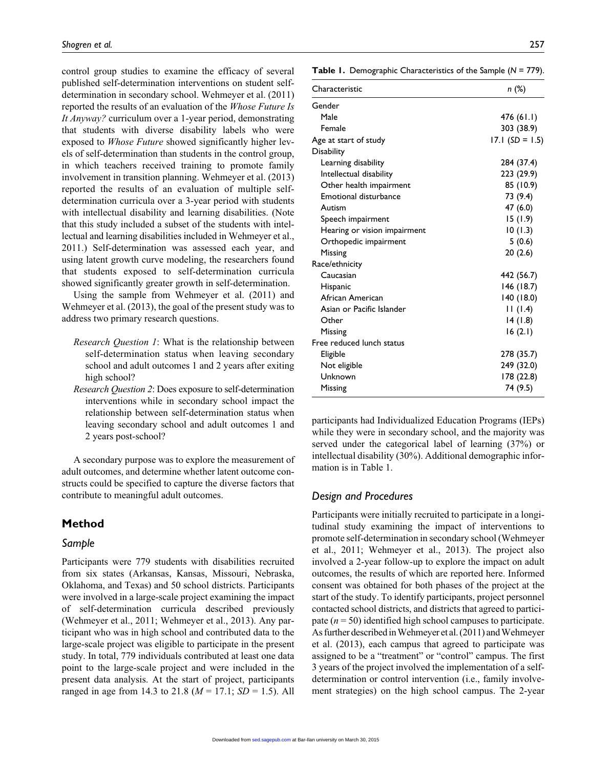control group studies to examine the efficacy of several published self-determination interventions on student self-determination in secondary school. Wehmeyer et al. (2011) reported the results of an evaluation of the *Whose Future Is It Anyway?* curriculum over a 1-year period, demonstrating that students with diverse disability labels who were exposed to *Whose Future* showed significantly higher levels of self-determination than students in the control group, in which teachers received training to promote family involvement in transition planning. Wehmeyer et al. (2013) reported the results of an evaluation of multiple self-determination curricula over a 3-year period with students with intellectual disability and learning disabilities. (Note that this study included a subset of the students with intellectual and learning disabilities included in Wehmeyer et al., 2011.) Self-determination was assessed each year, and using latent growth curve modeling, the researchers found that students exposed to self-determination curricula showed significantly greater growth in self-determination.

Using the sample from Wehmeyer et al. (2011) and Wehmeyer et al. (2013), the goal of the present study was to address two primary research questions.

*Research Question 1*: What is the relationship between self-determination status when leaving secondary school and adult outcomes 1 and 2 years after exiting high school?

*Research Question 2*: Does exposure to self-determination interventions while in secondary school impact the relationship between self-determination status when leaving secondary school and adult outcomes 1 and 2 years post-school?

A secondary purpose was to explore the measurement of adult outcomes, and determine whether latent outcome constructs could be specified to capture the diverse factors that contribute to meaningful adult outcomes.

## Method

### Sample

Participants were 779 students with disabilities recruited from six states (Arkansas, Kansas, Missouri, Nebraska, Oklahoma, and Texas) and 50 school districts. Participants were involved in a large-scale project examining the impact of self-determination curricula described previously (Wehmeyer et al., 2011; Wehmeyer et al., 2013). Any participant who was in high school and contributed data to the large-scale project was eligible to participate in the present study. In total, 779 individuals contributed at least one data point to the large-scale project and were included in the present data analysis. At the start of project, participants ranged in age from 14.3 to 21.8 ($M$ = 17.1; $SD$ = 1.5). All participants had Individualized Education Programs (IEPs) while they were in secondary school, and the majority was served under the categorical label of learning (37%) or intellectual disability (30%). Additional demographic information is in Table 1.

**Table 1.** Demographic Characteristics of the Sample ($N$ = 779).

| Characteristic | *n* (%) |
|---|---|
| Gender | |
| Male | 476 (61.1) |
| Female | 303 (38.9) |
| Age at start of study | 17.1 ($SD$ = 1.5) |
| Disability | |
| Learning disability | 284 (37.4) |
| Intellectual disability | 223 (29.9) |
| Other health impairment | 85 (10.9) |
| Emotional disturbance | 73 (9.4) |
| Autism | 47 (6.0) |
| Speech impairment | 15 (1.9) |
| Hearing or vision impairment | 10 (1.3) |
| Orthopedic impairment | 5 (0.6) |
| Missing | 20 (2.6) |
| Race/ethnicity | |
| Caucasian | 442 (56.7) |
| Hispanic | 146 (18.7) |
| African American | 140 (18.0) |
| Asian or Pacific Islander | 11 (1.4) |
| Other | 14 (1.8) |
| Missing | 16 (2.1) |
| Free reduced lunch status | |
| Eligible | 278 (35.7) |
| Not eligible | 249 (32.0) |
| Unknown | 178 (22.8) |
| Missing | 74 (9.5) |

### Design and Procedures

Participants were initially recruited to participate in a longitudinal study examining the impact of interventions to promote self-determination in secondary school (Wehmeyer et al., 2011; Wehmeyer et al., 2013). The project also involved a 2-year follow-up to explore the impact on adult outcomes, the results of which are reported here. Informed consent was obtained for both phases of the project at the start of the study. To identify participants, project personnel contacted school districts, and districts that agreed to participate ($n$ = 50) identified high school campuses to participate. As further described in Wehmeyer et al. (2011) and Wehmeyer et al. (2013), each campus that agreed to participate was assigned to be a "treatment" or "control" campus. The first 3 years of the project involved the implementation of a self-determination or control intervention (i.e., family involvement strategies) on the high school campus. The 2-year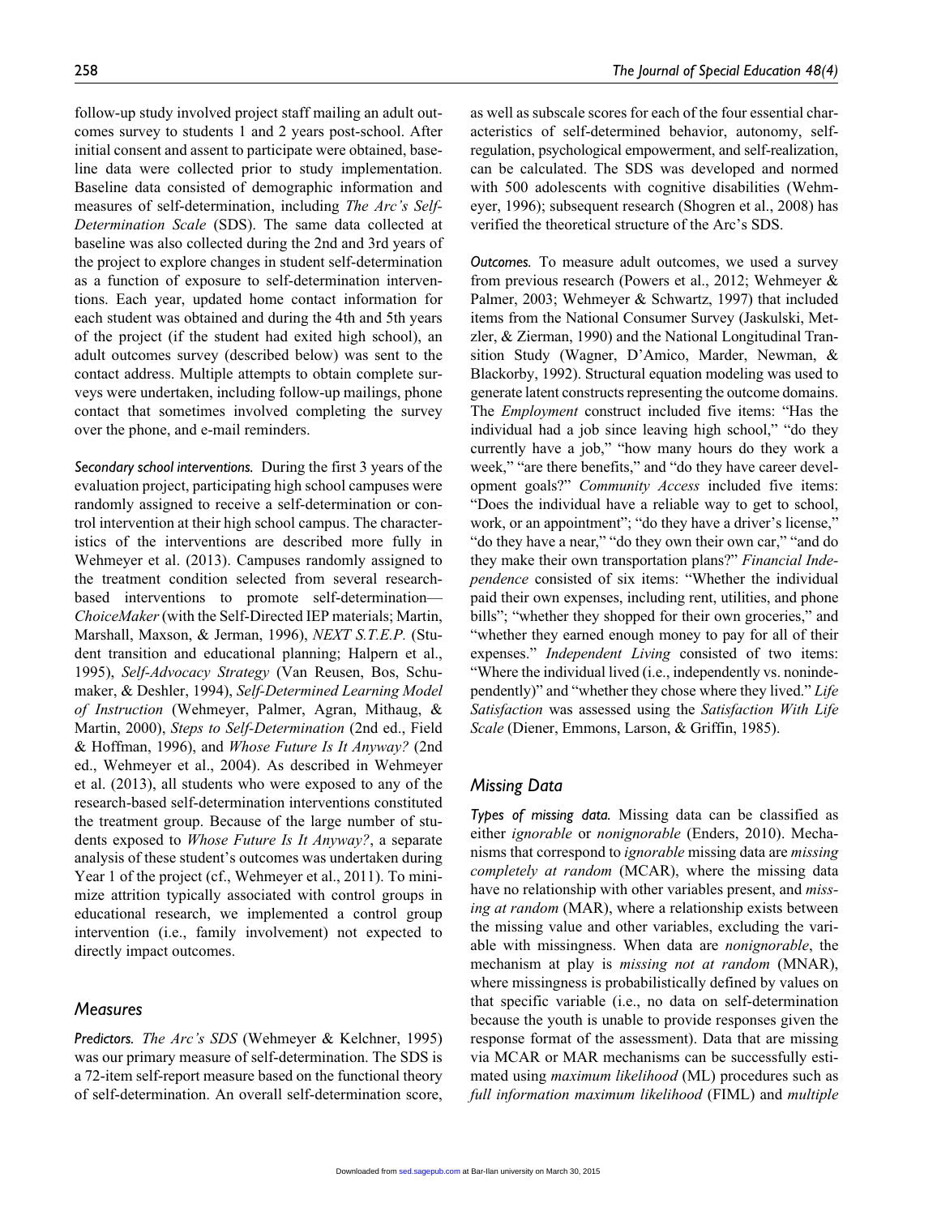follow-up study involved project staff mailing an adult outcomes survey to students 1 and 2 years post-school. After initial consent and assent to participate were obtained, baseline data were collected prior to study implementation. Baseline data consisted of demographic information and measures of self-determination, including *The Arc's Self-Determination Scale* (SDS). The same data collected at baseline was also collected during the 2nd and 3rd years of the project to explore changes in student self-determination as a function of exposure to self-determination interventions. Each year, updated home contact information for each student was obtained and during the 4th and 5th years of the project (if the student had exited high school), an adult outcomes survey (described below) was sent to the contact address. Multiple attempts to obtain complete surveys were undertaken, including follow-up mailings, phone contact that sometimes involved completing the survey over the phone, and e-mail reminders.

*Secondary school interventions.* During the first 3 years of the evaluation project, participating high school campuses were randomly assigned to receive a self-determination or control intervention at their high school campus. The characteristics of the interventions are described more fully in Wehmeyer et al. (2013). Campuses randomly assigned to the treatment condition selected from several research-based interventions to promote self-determination—*ChoiceMaker* (with the Self-Directed IEP materials; Martin, Marshall, Maxson, & Jerman, 1996), *NEXT S.T.E.P.* (Student transition and educational planning; Halpern et al., 1995), *Self-Advocacy Strategy* (Van Reusen, Bos, Schumaker, & Deshler, 1994), *Self-Determined Learning Model of Instruction* (Wehmeyer, Palmer, Agran, Mithaug, & Martin, 2000), *Steps to Self-Determination* (2nd ed., Field & Hoffman, 1996), and *Whose Future Is It Anyway?* (2nd ed., Wehmeyer et al., 2004). As described in Wehmeyer et al. (2013), all students who were exposed to any of the research-based self-determination interventions constituted the treatment group. Because of the large number of students exposed to *Whose Future Is It Anyway?*, a separate analysis of these student's outcomes was undertaken during Year 1 of the project (cf., Wehmeyer et al., 2011). To minimize attrition typically associated with control groups in educational research, we implemented a control group intervention (i.e., family involvement) not expected to directly impact outcomes.

## Measures

*Predictors.* *The Arc's SDS* (Wehmeyer & Kelchner, 1995) was our primary measure of self-determination. The SDS is a 72-item self-report measure based on the functional theory of self-determination. An overall self-determination score, as well as subscale scores for each of the four essential characteristics of self-determined behavior, autonomy, self-regulation, psychological empowerment, and self-realization, can be calculated. The SDS was developed and normed with 500 adolescents with cognitive disabilities (Wehmeyer, 1996); subsequent research (Shogren et al., 2008) has verified the theoretical structure of the Arc's SDS.

*Outcomes.* To measure adult outcomes, we used a survey from previous research (Powers et al., 2012; Wehmeyer & Palmer, 2003; Wehmeyer & Schwartz, 1997) that included items from the National Consumer Survey (Jaskulski, Metzler, & Zierman, 1990) and the National Longitudinal Transition Study (Wagner, D'Amico, Marder, Newman, & Blackorby, 1992). Structural equation modeling was used to generate latent constructs representing the outcome domains. The *Employment* construct included five items: "Has the individual had a job since leaving high school," "do they currently have a job," "how many hours do they work a week," "are there benefits," and "do they have career development goals?" *Community Access* included five items: "Does the individual have a reliable way to get to school, work, or an appointment"; "do they have a driver's license," "do they have a near," "do they own their own car," "and do they make their own transportation plans?" *Financial Independence* consisted of six items: "Whether the individual paid their own expenses, including rent, utilities, and phone bills"; "whether they shopped for their own groceries," and "whether they earned enough money to pay for all of their expenses." *Independent Living* consisted of two items: "Where the individual lived (i.e., independently vs. nonindependently)" and "whether they chose where they lived." *Life Satisfaction* was assessed using the *Satisfaction With Life Scale* (Diener, Emmons, Larson, & Griffin, 1985).

## Missing Data

*Types of missing data.* Missing data can be classified as either *ignorable* or *nonignorable* (Enders, 2010). Mechanisms that correspond to *ignorable* missing data are *missing completely at random* (MCAR), where the missing data have no relationship with other variables present, and *missing at random* (MAR), where a relationship exists between the missing value and other variables, excluding the variable with missingness. When data are *nonignorable*, the mechanism at play is *missing not at random* (MNAR), where missingness is probabilistically defined by values on that specific variable (i.e., no data on self-determination because the youth is unable to provide responses given the response format of the assessment). Data that are missing via MCAR or MAR mechanisms can be successfully estimated using *maximum likelihood* (ML) procedures such as *full information maximum likelihood* (FIML) and *multiple*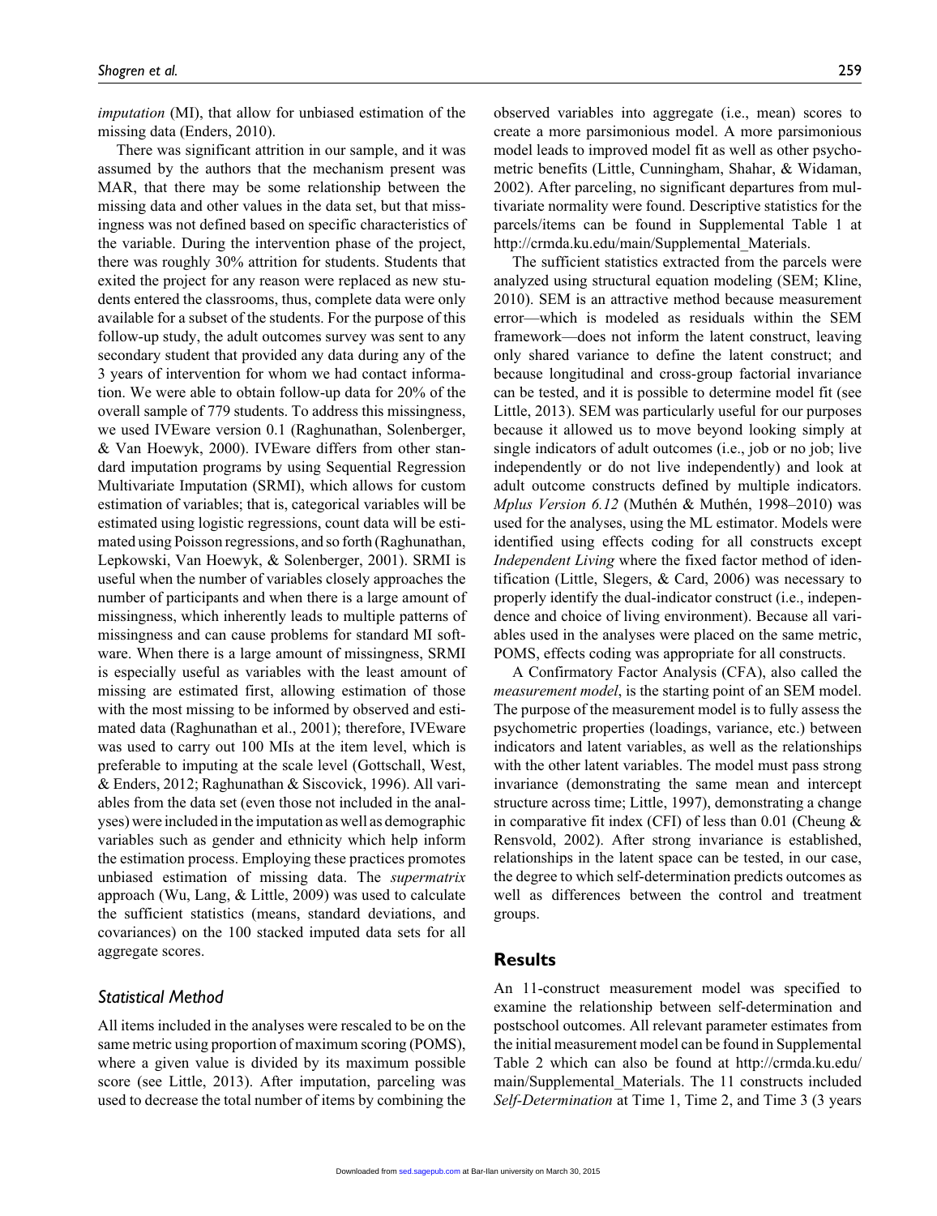*imputation* (MI), that allow for unbiased estimation of the missing data (Enders, 2010).

There was significant attrition in our sample, and it was assumed by the authors that the mechanism present was MAR, that there may be some relationship between the missing data and other values in the data set, but that missingness was not defined based on specific characteristics of the variable. During the intervention phase of the project, there was roughly 30% attrition for students. Students that exited the project for any reason were replaced as new students entered the classrooms, thus, complete data were only available for a subset of the students. For the purpose of this follow-up study, the adult outcomes survey was sent to any secondary student that provided any data during any of the 3 years of intervention for whom we had contact information. We were able to obtain follow-up data for 20% of the overall sample of 779 students. To address this missingness, we used IVEware version 0.1 (Raghunathan, Solenberger, & Van Hoewyk, 2000). IVEware differs from other standard imputation programs by using Sequential Regression Multivariate Imputation (SRMI), which allows for custom estimation of variables; that is, categorical variables will be estimated using logistic regressions, count data will be estimated using Poisson regressions, and so forth (Raghunathan, Lepkowski, Van Hoewyk, & Solenberger, 2001). SRMI is useful when the number of variables closely approaches the number of participants and when there is a large amount of missingness, which inherently leads to multiple patterns of missingness and can cause problems for standard MI software. When there is a large amount of missingness, SRMI is especially useful as variables with the least amount of missing are estimated first, allowing estimation of those with the most missing to be informed by observed and estimated data (Raghunathan et al., 2001); therefore, IVEware was used to carry out 100 MIs at the item level, which is preferable to imputing at the scale level (Gottschall, West, & Enders, 2012; Raghunathan & Siscovick, 1996). All variables from the data set (even those not included in the analyses) were included in the imputation as well as demographic variables such as gender and ethnicity which help inform the estimation process. Employing these practices promotes unbiased estimation of missing data. The *supermatrix* approach (Wu, Lang, & Little, 2009) was used to calculate the sufficient statistics (means, standard deviations, and covariances) on the 100 stacked imputed data sets for all aggregate scores.

### Statistical Method

All items included in the analyses were rescaled to be on the same metric using proportion of maximum scoring (POMS), where a given value is divided by its maximum possible score (see Little, 2013). After imputation, parceling was used to decrease the total number of items by combining the observed variables into aggregate (i.e., mean) scores to create a more parsimonious model. A more parsimonious model leads to improved model fit as well as other psychometric benefits (Little, Cunningham, Shahar, & Widaman, 2002). After parceling, no significant departures from multivariate normality were found. Descriptive statistics for the parcels/items can be found in Supplemental Table 1 at http://crmda.ku.edu/main/Supplemental_Materials.

The sufficient statistics extracted from the parcels were analyzed using structural equation modeling (SEM; Kline, 2010). SEM is an attractive method because measurement error—which is modeled as residuals within the SEM framework—does not inform the latent construct, leaving only shared variance to define the latent construct; and because longitudinal and cross-group factorial invariance can be tested, and it is possible to determine model fit (see Little, 2013). SEM was particularly useful for our purposes because it allowed us to move beyond looking simply at single indicators of adult outcomes (i.e., job or no job; live independently or do not live independently) and look at adult outcome constructs defined by multiple indicators. *Mplus Version 6.12* (Muthén & Muthén, 1998–2010) was used for the analyses, using the ML estimator. Models were identified using effects coding for all constructs except *Independent Living* where the fixed factor method of identification (Little, Slegers, & Card, 2006) was necessary to properly identify the dual-indicator construct (i.e., independence and choice of living environment). Because all variables used in the analyses were placed on the same metric, POMS, effects coding was appropriate for all constructs.

A Confirmatory Factor Analysis (CFA), also called the *measurement model*, is the starting point of an SEM model. The purpose of the measurement model is to fully assess the psychometric properties (loadings, variance, etc.) between indicators and latent variables, as well as the relationships with the other latent variables. The model must pass strong invariance (demonstrating the same mean and intercept structure across time; Little, 1997), demonstrating a change in comparative fit index (CFI) of less than 0.01 (Cheung & Rensvold, 2002). After strong invariance is established, relationships in the latent space can be tested, in our case, the degree to which self-determination predicts outcomes as well as differences between the control and treatment groups.

## Results

An 11-construct measurement model was specified to examine the relationship between self-determination and postschool outcomes. All relevant parameter estimates from the initial measurement model can be found in Supplemental Table 2 which can also be found at http://crmda.ku.edu/main/Supplemental_Materials. The 11 constructs included *Self-Determination* at Time 1, Time 2, and Time 3 (3 years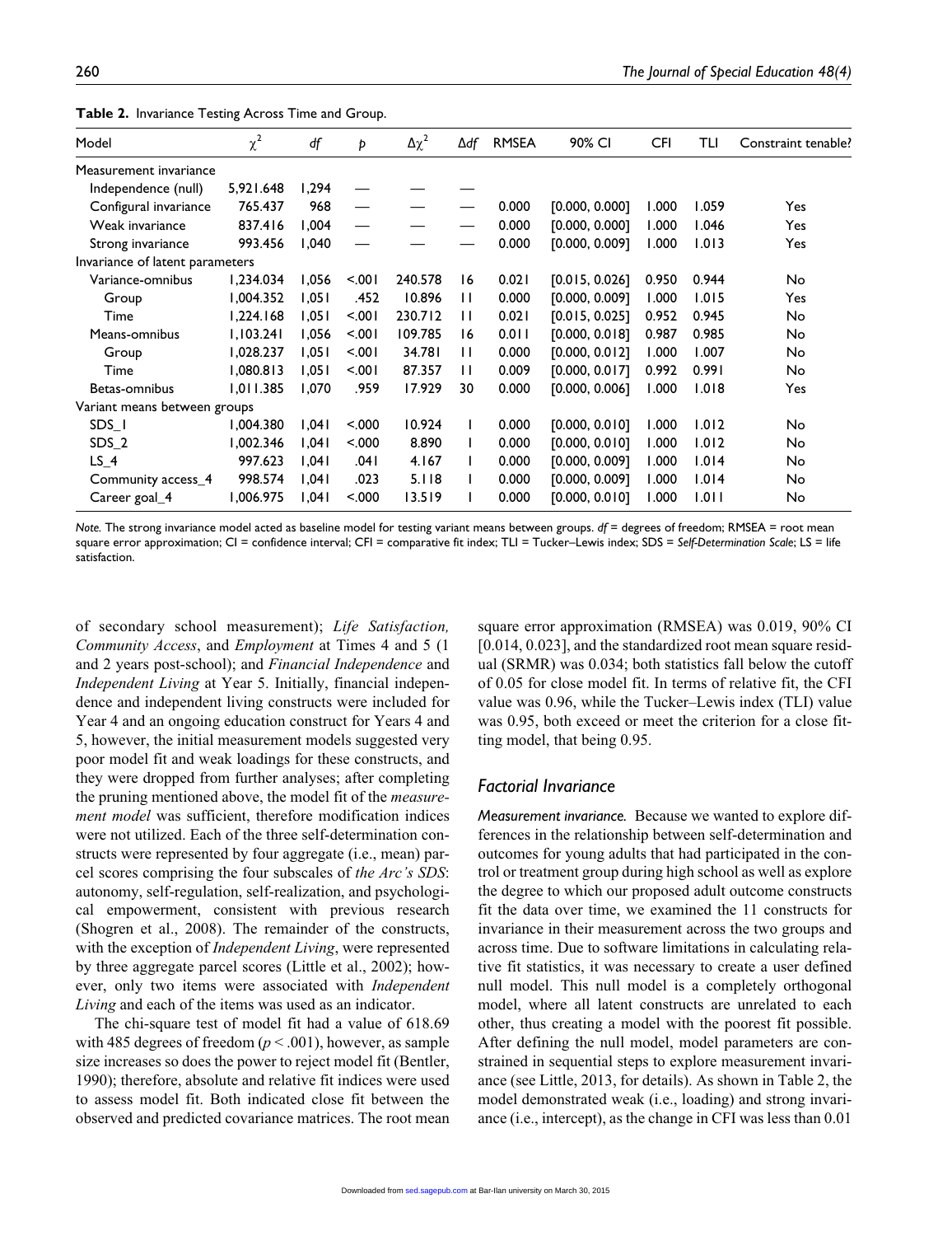**Table 2.** Invariance Testing Across Time and Group.

| Model | $\chi^2$ | *df* | *p* | $\Delta\chi^2$ | $\Delta df$ | RMSEA | 90% CI | CFI | TLI | Constraint tenable? |
|---|---|---|---|---|---|---|---|---|---|---|
| Measurement invariance | | | | | | | | | | |
| Independence (null) | 5,921.648 | 1,294 | — | — | — | | | | | |
| Configural invariance | 765.437 | 968 | — | — | — | 0.000 | [0.000, 0.000] | 1.000 | 1.059 | Yes |
| Weak invariance | 837.416 | 1,004 | — | — | — | 0.000 | [0.000, 0.000] | 1.000 | 1.046 | Yes |
| Strong invariance | 993.456 | 1,040 | — | — | — | 0.000 | [0.000, 0.009] | 1.000 | 1.013 | Yes |
| Invariance of latent parameters | | | | | | | | | | |
| Variance-omnibus | 1,234.034 | 1,056 | <.001 | 240.578 | 16 | 0.021 | [0.015, 0.026] | 0.950 | 0.944 | No |
| Group | 1,004.352 | 1,051 | .452 | 10.896 | 11 | 0.000 | [0.000, 0.009] | 1.000 | 1.015 | Yes |
| Time | 1,224.168 | 1,051 | <.001 | 230.712 | 11 | 0.021 | [0.015, 0.025] | 0.952 | 0.945 | No |
| Means-omnibus | 1,103.241 | 1,056 | <.001 | 109.785 | 16 | 0.011 | [0.000, 0.018] | 0.987 | 0.985 | No |
| Group | 1,028.237 | 1,051 | <.001 | 34.781 | 11 | 0.000 | [0.000, 0.012] | 1.000 | 1.007 | No |
| Time | 1,080.813 | 1,051 | <.001 | 87.357 | 11 | 0.009 | [0.000, 0.017] | 0.992 | 0.991 | No |
| Betas-omnibus | 1,011.385 | 1,070 | .959 | 17.929 | 30 | 0.000 | [0.000, 0.006] | 1.000 | 1.018 | Yes |
| Variant means between groups | | | | | | | | | | |
| SDS_1 | 1,004.380 | 1,041 | <.000 | 10.924 | 1 | 0.000 | [0.000, 0.010] | 1.000 | 1.012 | No |
| SDS_2 | 1,002.346 | 1,041 | <.000 | 8.890 | 1 | 0.000 | [0.000, 0.010] | 1.000 | 1.012 | No |
| LS_4 | 997.623 | 1,041 | .041 | 4.167 | 1 | 0.000 | [0.000, 0.009] | 1.000 | 1.014 | No |
| Community access_4 | 998.574 | 1,041 | .023 | 5.118 | 1 | 0.000 | [0.000, 0.009] | 1.000 | 1.014 | No |
| Career goal_4 | 1,006.975 | 1,041 | <.000 | 13.519 | 1 | 0.000 | [0.000, 0.010] | 1.000 | 1.011 | No |

*Note.* The strong invariance model acted as baseline model for testing variant means between groups. *df* = degrees of freedom; RMSEA = root mean square error approximation; CI = confidence interval; CFI = comparative fit index; TLI = Tucker–Lewis index; SDS = *Self-Determination Scale*; LS = life satisfaction.

of secondary school measurement); *Life Satisfaction, Community Access*, and *Employment* at Times 4 and 5 (1 and 2 years post-school); and *Financial Independence* and *Independent Living* at Year 5. Initially, financial independence and independent living constructs were included for Year 4 and an ongoing education construct for Years 4 and 5, however, the initial measurement models suggested very poor model fit and weak loadings for these constructs, and they were dropped from further analyses; after completing the pruning mentioned above, the model fit of the *measurement model* was sufficient, therefore modification indices were not utilized. Each of the three self-determination constructs were represented by four aggregate (i.e., mean) parcel scores comprising the four subscales of *the Arc's SDS*: autonomy, self-regulation, self-realization, and psychological empowerment, consistent with previous research (Shogren et al., 2008). The remainder of the constructs, with the exception of *Independent Living*, were represented by three aggregate parcel scores (Little et al., 2002); however, only two items were associated with *Independent Living* and each of the items was used as an indicator.

The chi-square test of model fit had a value of 618.69 with 485 degrees of freedom ($p < .001$), however, as sample size increases so does the power to reject model fit (Bentler, 1990); therefore, absolute and relative fit indices were used to assess model fit. Both indicated close fit between the observed and predicted covariance matrices. The root mean square error approximation (RMSEA) was 0.019, 90% CI [0.014, 0.023], and the standardized root mean square residual (SRMR) was 0.034; both statistics fall below the cutoff of 0.05 for close model fit. In terms of relative fit, the CFI value was 0.96, while the Tucker–Lewis index (TLI) value was 0.95, both exceed or meet the criterion for a close fitting model, that being 0.95.

## Factorial Invariance

*Measurement invariance.* Because we wanted to explore differences in the relationship between self-determination and outcomes for young adults that had participated in the control or treatment group during high school as well as explore the degree to which our proposed adult outcome constructs fit the data over time, we examined the 11 constructs for invariance in their measurement across the two groups and across time. Due to software limitations in calculating relative fit statistics, it was necessary to create a user defined null model. This null model is a completely orthogonal model, where all latent constructs are unrelated to each other, thus creating a model with the poorest fit possible. After defining the null model, model parameters are constrained in sequential steps to explore measurement invariance (see Little, 2013, for details). As shown in Table 2, the model demonstrated weak (i.e., loading) and strong invariance (i.e., intercept), as the change in CFI was less than 0.01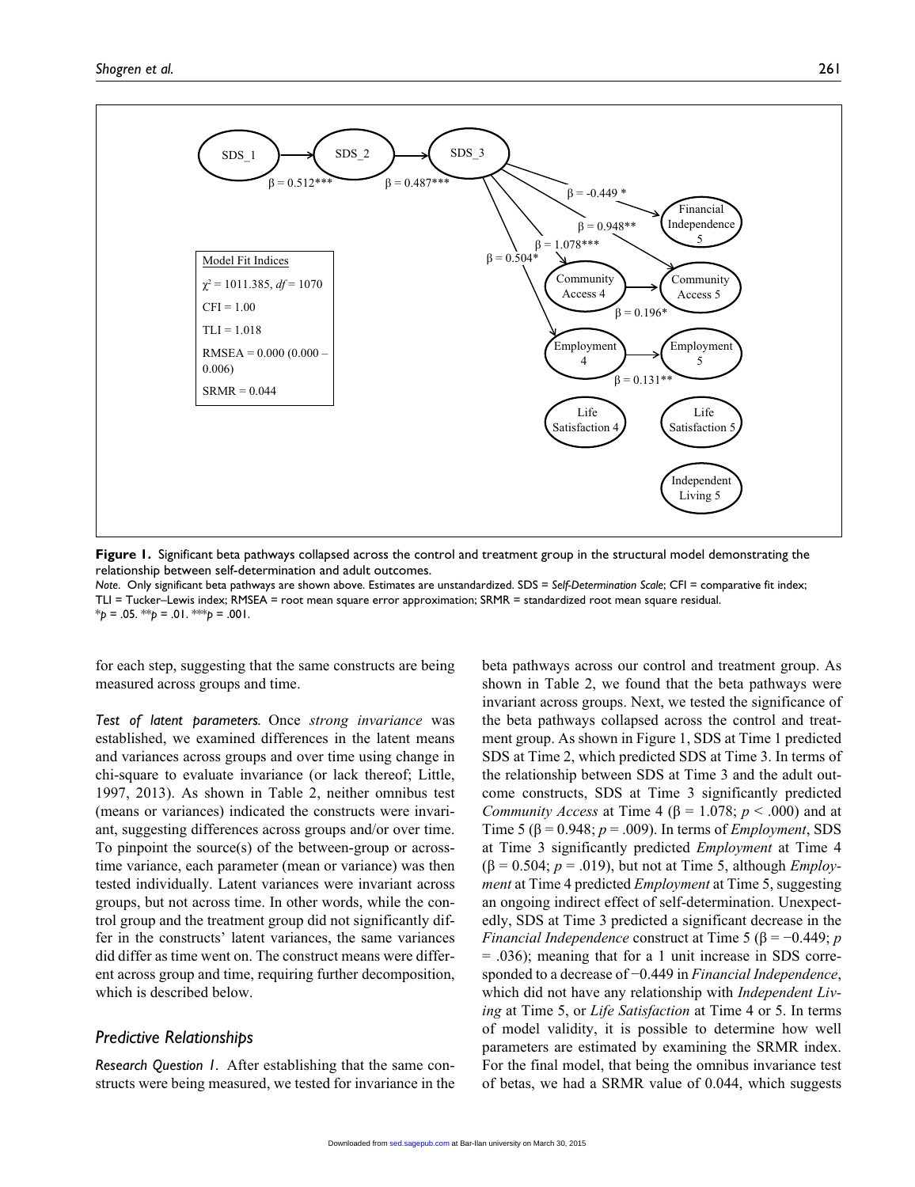Model Fit Indices

$\chi^2 = 1011.385$, $df = 1070$

CFI = 1.00

TLI = 1.018

RMSEA = 0.000 (0.000 – 0.006)

SRMR = 0.044

**Figure 1.** Significant beta pathways collapsed across the control and treatment group in the structural model demonstrating the relationship between self-determination and adult outcomes.

*Note*. Only significant beta pathways are shown above. Estimates are unstandardized. SDS = *Self-Determination Scale*; CFI = comparative fit index; TLI = Tucker–Lewis index; RMSEA = root mean square error approximation; SRMR = standardized root mean square residual.
$^*p = .05$. $^{**}p = .01$. $^{***}p = .001$.

for each step, suggesting that the same constructs are being measured across groups and time.

*Test of latent parameters.* Once *strong invariance* was established, we examined differences in the latent means and variances across groups and over time using change in chi-square to evaluate invariance (or lack thereof; Little, 1997, 2013). As shown in Table 2, neither omnibus test (means or variances) indicated the constructs were invariant, suggesting differences across groups and/or over time. To pinpoint the source(s) of the between-group or across-time variance, each parameter (mean or variance) was then tested individually. Latent variances were invariant across groups, but not across time. In other words, while the control group and the treatment group did not significantly differ in the constructs' latent variances, the same variances did differ as time went on. The construct means were different across group and time, requiring further decomposition, which is described below.

## Predictive Relationships

*Research Question 1.* After establishing that the same constructs were being measured, we tested for invariance in the beta pathways across our control and treatment group. As shown in Table 2, we found that the beta pathways were invariant across groups. Next, we tested the significance of the beta pathways collapsed across the control and treatment group. As shown in Figure 1, SDS at Time 1 predicted SDS at Time 2, which predicted SDS at Time 3. In terms of the relationship between SDS at Time 3 and the adult outcome constructs, SDS at Time 3 significantly predicted *Community Access* at Time 4 ($\beta = 1.078$; $p < .000$) and at Time 5 ($\beta = 0.948$; $p = .009$). In terms of *Employment*, SDS at Time 3 significantly predicted *Employment* at Time 4 ($\beta = 0.504$; $p = .019$), but not at Time 5, although *Employment* at Time 4 predicted *Employment* at Time 5, suggesting an ongoing indirect effect of self-determination. Unexpectedly, SDS at Time 3 predicted a significant decrease in the *Financial Independence* construct at Time 5 ($\beta = -0.449$; $p = .036$); meaning that for a 1 unit increase in SDS corresponded to a decrease of −0.449 in *Financial Independence*, which did not have any relationship with *Independent Living* at Time 5, or *Life Satisfaction* at Time 4 or 5. In terms of model validity, it is possible to determine how well parameters are estimated by examining the SRMR index. For the final model, that being the omnibus invariance test of betas, we had a SRMR value of 0.044, which suggests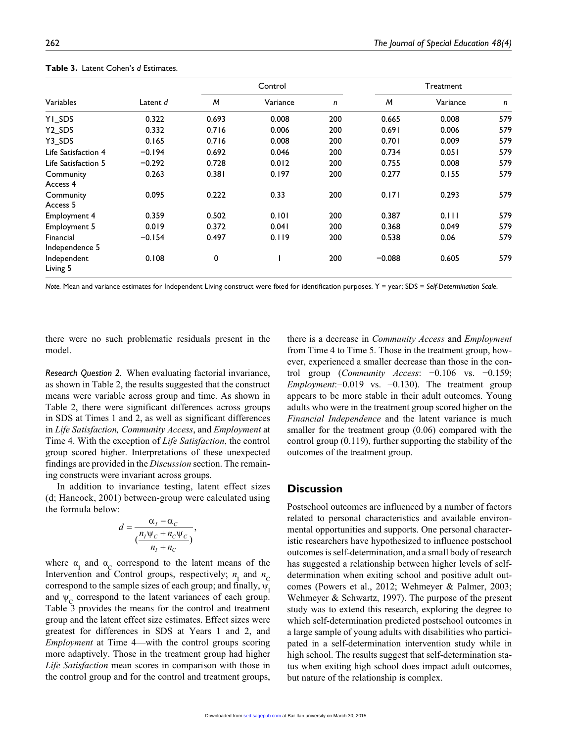**Table 3.** Latent Cohen's *d* Estimates.

| Variables | Latent *d* | Control | | | Treatment | | |
|---|---|---|---|---|---|---|---|
| | | *M* | Variance | *n* | *M* | Variance | *n* |
| Y1_SDS | 0.322 | 0.693 | 0.008 | 200 | 0.665 | 0.008 | 579 |
| Y2_SDS | 0.332 | 0.716 | 0.006 | 200 | 0.691 | 0.006 | 579 |
| Y3_SDS | 0.165 | 0.716 | 0.008 | 200 | 0.701 | 0.009 | 579 |
| Life Satisfaction 4 | −0.194 | 0.692 | 0.046 | 200 | 0.734 | 0.051 | 579 |
| Life Satisfaction 5 | −0.292 | 0.728 | 0.012 | 200 | 0.755 | 0.008 | 579 |
| Community Access 4 | 0.263 | 0.381 | 0.197 | 200 | 0.277 | 0.155 | 579 |
| Community Access 5 | 0.095 | 0.222 | 0.33 | 200 | 0.171 | 0.293 | 579 |
| Employment 4 | 0.359 | 0.502 | 0.101 | 200 | 0.387 | 0.111 | 579 |
| Employment 5 | 0.019 | 0.372 | 0.041 | 200 | 0.368 | 0.049 | 579 |
| Financial Independence 5 | −0.154 | 0.497 | 0.119 | 200 | 0.538 | 0.06 | 579 |
| Independent Living 5 | 0.108 | 0 | 1 | 200 | −0.088 | 0.605 | 579 |

*Note.* Mean and variance estimates for Independent Living construct were fixed for identification purposes. Y = year; SDS = *Self-Determination Scale*.

there were no such problematic residuals present in the model.

*Research Question 2.* When evaluating factorial invariance, as shown in Table 2, the results suggested that the construct means were variable across group and time. As shown in Table 2, there were significant differences across groups in SDS at Times 1 and 2, as well as significant differences in *Life Satisfaction, Community Access*, and *Employment* at Time 4. With the exception of *Life Satisfaction*, the control group scored higher. Interpretations of these unexpected findings are provided in the *Discussion* section. The remaining constructs were invariant across groups.

In addition to invariance testing, latent effect sizes (d; Hancock, 2001) between-group were calculated using the formula below:

$$d = \frac{\alpha_I - \alpha_C}{(\frac{n_I \psi_C + n_C \psi_C}{n_I + n_C})},$$

where $\alpha_I$ and $\alpha_C$ correspond to the latent means of the Intervention and Control groups, respectively; $n_I$ and $n_C$ correspond to the sample sizes of each group; and finally, $\psi_I$ and $\psi_C$ correspond to the latent variances of each group. Table 3 provides the means for the control and treatment group and the latent effect size estimates. Effect sizes were greatest for differences in SDS at Years 1 and 2, and *Employment* at Time 4—with the control groups scoring more adaptively. Those in the treatment group had higher *Life Satisfaction* mean scores in comparison with those in the control group and for the control and treatment groups, there is a decrease in *Community Access* and *Employment* from Time 4 to Time 5. Those in the treatment group, however, experienced a smaller decrease than those in the control group (*Community Access*: −0.106 vs. −0.159; *Employment*:−0.019 vs. −0.130). The treatment group appears to be more stable in their adult outcomes. Young adults who were in the treatment group scored higher on the *Financial Independence* and the latent variance is much smaller for the treatment group (0.06) compared with the control group (0.119), further supporting the stability of the outcomes of the treatment group.

## Discussion

Postschool outcomes are influenced by a number of factors related to personal characteristics and available environmental opportunities and supports. One personal characteristic researchers have hypothesized to influence postschool outcomes is self-determination, and a small body of research has suggested a relationship between higher levels of self-determination when exiting school and positive adult outcomes (Powers et al., 2012; Wehmeyer & Palmer, 2003; Wehmeyer & Schwartz, 1997). The purpose of the present study was to extend this research, exploring the degree to which self-determination predicted postschool outcomes in a large sample of young adults with disabilities who participated in a self-determination intervention study while in high school. The results suggest that self-determination status when exiting high school does impact adult outcomes, but nature of the relationship is complex.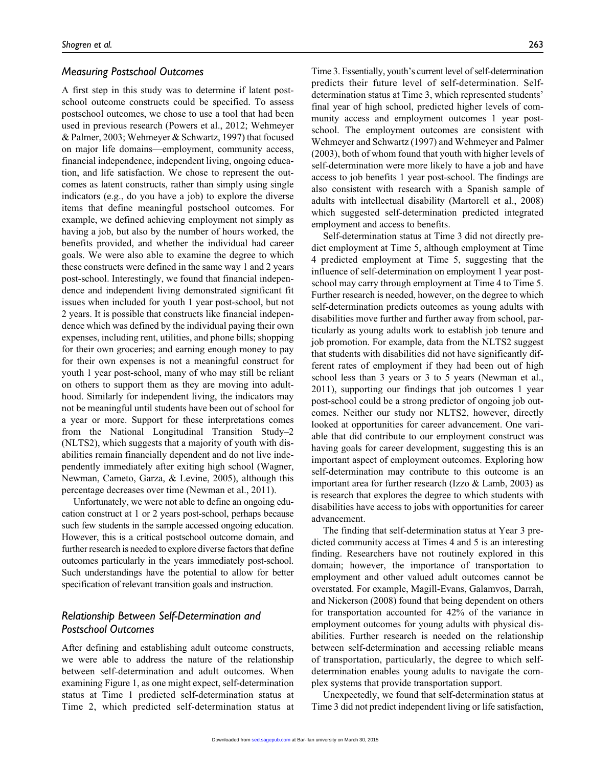### *Measuring Postschool Outcomes*

A first step in this study was to determine if latent postschool outcome constructs could be specified. To assess postschool outcomes, we chose to use a tool that had been used in previous research (Powers et al., 2012; Wehmeyer & Palmer, 2003; Wehmeyer & Schwartz, 1997) that focused on major life domains—employment, community access, financial independence, independent living, ongoing education, and life satisfaction. We chose to represent the outcomes as latent constructs, rather than simply using single indicators (e.g., do you have a job) to explore the diverse items that define meaningful postschool outcomes. For example, we defined achieving employment not simply as having a job, but also by the number of hours worked, the benefits provided, and whether the individual had career goals. We were also able to examine the degree to which these constructs were defined in the same way 1 and 2 years post-school. Interestingly, we found that financial independence and independent living demonstrated significant fit issues when included for youth 1 year post-school, but not 2 years. It is possible that constructs like financial independence which was defined by the individual paying their own expenses, including rent, utilities, and phone bills; shopping for their own groceries; and earning enough money to pay for their own expenses is not a meaningful construct for youth 1 year post-school, many of who may still be reliant on others to support them as they are moving into adulthood. Similarly for independent living, the indicators may not be meaningful until students have been out of school for a year or more. Support for these interpretations comes from the National Longitudinal Transition Study–2 (NLTS2), which suggests that a majority of youth with disabilities remain financially dependent and do not live independently immediately after exiting high school (Wagner, Newman, Cameto, Garza, & Levine, 2005), although this percentage decreases over time (Newman et al., 2011).

Unfortunately, we were not able to define an ongoing education construct at 1 or 2 years post-school, perhaps because such few students in the sample accessed ongoing education. However, this is a critical postschool outcome domain, and further research is needed to explore diverse factors that define outcomes particularly in the years immediately post-school. Such understandings have the potential to allow for better specification of relevant transition goals and instruction.

### *Relationship Between Self-Determination and Postschool Outcomes*

After defining and establishing adult outcome constructs, we were able to address the nature of the relationship between self-determination and adult outcomes. When examining Figure 1, as one might expect, self-determination status at Time 1 predicted self-determination status at Time 2, which predicted self-determination status at Time 3. Essentially, youth's current level of self-determination predicts their future level of self-determination. Self-determination status at Time 3, which represented students' final year of high school, predicted higher levels of community access and employment outcomes 1 year post-school. The employment outcomes are consistent with Wehmeyer and Schwartz (1997) and Wehmeyer and Palmer (2003), both of whom found that youth with higher levels of self-determination were more likely to have a job and have access to job benefits 1 year post-school. The findings are also consistent with research with a Spanish sample of adults with intellectual disability (Martorell et al., 2008) which suggested self-determination predicted integrated employment and access to benefits.

Self-determination status at Time 3 did not directly predict employment at Time 5, although employment at Time 4 predicted employment at Time 5, suggesting that the influence of self-determination on employment 1 year post-school may carry through employment at Time 4 to Time 5. Further research is needed, however, on the degree to which self-determination predicts outcomes as young adults with disabilities move further and further away from school, particularly as young adults work to establish job tenure and job promotion. For example, data from the NLTS2 suggest that students with disabilities did not have significantly different rates of employment if they had been out of high school less than 3 years or 3 to 5 years (Newman et al., 2011), supporting our findings that job outcomes 1 year post-school could be a strong predictor of ongoing job outcomes. Neither our study nor NLTS2, however, directly looked at opportunities for career advancement. One variable that did contribute to our employment construct was having goals for career development, suggesting this is an important aspect of employment outcomes. Exploring how self-determination may contribute to this outcome is an important area for further research (Izzo & Lamb, 2003) as is research that explores the degree to which students with disabilities have access to jobs with opportunities for career advancement.

The finding that self-determination status at Year 3 predicted community access at Times 4 and 5 is an interesting finding. Researchers have not routinely explored in this domain; however, the importance of transportation to employment and other valued adult outcomes cannot be overstated. For example, Magill-Evans, Galamvos, Darrah, and Nickerson (2008) found that being dependent on others for transportation accounted for 42% of the variance in employment outcomes for young adults with physical disabilities. Further research is needed on the relationship between self-determination and accessing reliable means of transportation, particularly, the degree to which self-determination enables young adults to navigate the complex systems that provide transportation support.

Unexpectedly, we found that self-determination status at Time 3 did not predict independent living or life satisfaction,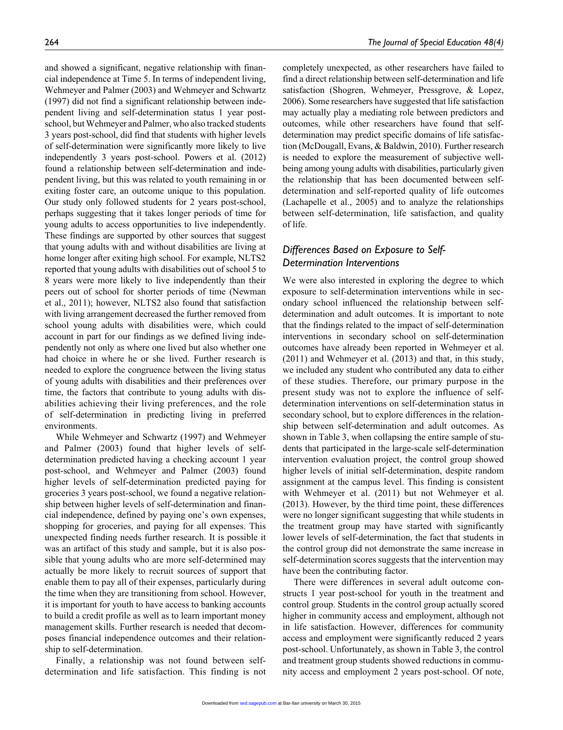and showed a significant, negative relationship with financial independence at Time 5. In terms of independent living, Wehmeyer and Palmer (2003) and Wehmeyer and Schwartz (1997) did not find a significant relationship between independent living and self-determination status 1 year post-school, but Wehmeyer and Palmer, who also tracked students 3 years post-school, did find that students with higher levels of self-determination were significantly more likely to live independently 3 years post-school. Powers et al. (2012) found a relationship between self-determination and independent living, but this was related to youth remaining in or exiting foster care, an outcome unique to this population. Our study only followed students for 2 years post-school, perhaps suggesting that it takes longer periods of time for young adults to access opportunities to live independently. These findings are supported by other sources that suggest that young adults with and without disabilities are living at home longer after exiting high school. For example, NLTS2 reported that young adults with disabilities out of school 5 to 8 years were more likely to live independently than their peers out of school for shorter periods of time (Newman et al., 2011); however, NLTS2 also found that satisfaction with living arrangement decreased the further removed from school young adults with disabilities were, which could account in part for our findings as we defined living independently not only as where one lived but also whether one had choice in where he or she lived. Further research is needed to explore the congruence between the living status of young adults with disabilities and their preferences over time, the factors that contribute to young adults with disabilities achieving their living preferences, and the role of self-determination in predicting living in preferred environments.

While Wehmeyer and Schwartz (1997) and Wehmeyer and Palmer (2003) found that higher levels of self-determination predicted having a checking account 1 year post-school, and Wehmeyer and Palmer (2003) found higher levels of self-determination predicted paying for groceries 3 years post-school, we found a negative relationship between higher levels of self-determination and financial independence, defined by paying one's own expenses, shopping for groceries, and paying for all expenses. This unexpected finding needs further research. It is possible it was an artifact of this study and sample, but it is also possible that young adults who are more self-determined may actually be more likely to recruit sources of support that enable them to pay all of their expenses, particularly during the time when they are transitioning from school. However, it is important for youth to have access to banking accounts to build a credit profile as well as to learn important money management skills. Further research is needed that decomposes financial independence outcomes and their relationship to self-determination.

Finally, a relationship was not found between self-determination and life satisfaction. This finding is not completely unexpected, as other researchers have failed to find a direct relationship between self-determination and life satisfaction (Shogren, Wehmeyer, Pressgrove, & Lopez, 2006). Some researchers have suggested that life satisfaction may actually play a mediating role between predictors and outcomes, while other researchers have found that self-determination may predict specific domains of life satisfaction (McDougall, Evans, & Baldwin, 2010). Further research is needed to explore the measurement of subjective well-being among young adults with disabilities, particularly given the relationship that has been documented between self-determination and self-reported quality of life outcomes (Lachapelle et al., 2005) and to analyze the relationships between self-determination, life satisfaction, and quality of life.

### *Differences Based on Exposure to Self-Determination Interventions*

We were also interested in exploring the degree to which exposure to self-determination interventions while in secondary school influenced the relationship between self-determination and adult outcomes. It is important to note that the findings related to the impact of self-determination interventions in secondary school on self-determination outcomes have already been reported in Wehmeyer et al. (2011) and Wehmeyer et al. (2013) and that, in this study, we included any student who contributed any data to either of these studies. Therefore, our primary purpose in the present study was not to explore the influence of self-determination interventions on self-determination status in secondary school, but to explore differences in the relationship between self-determination and adult outcomes. As shown in Table 3, when collapsing the entire sample of students that participated in the large-scale self-determination intervention evaluation project, the control group showed higher levels of initial self-determination, despite random assignment at the campus level. This finding is consistent with Wehmeyer et al. (2011) but not Wehmeyer et al. (2013). However, by the third time point, these differences were no longer significant suggesting that while students in the treatment group may have started with significantly lower levels of self-determination, the fact that students in the control group did not demonstrate the same increase in self-determination scores suggests that the intervention may have been the contributing factor.

There were differences in several adult outcome constructs 1 year post-school for youth in the treatment and control group. Students in the control group actually scored higher in community access and employment, although not in life satisfaction. However, differences for community access and employment were significantly reduced 2 years post-school. Unfortunately, as shown in Table 3, the control and treatment group students showed reductions in community access and employment 2 years post-school. Of note,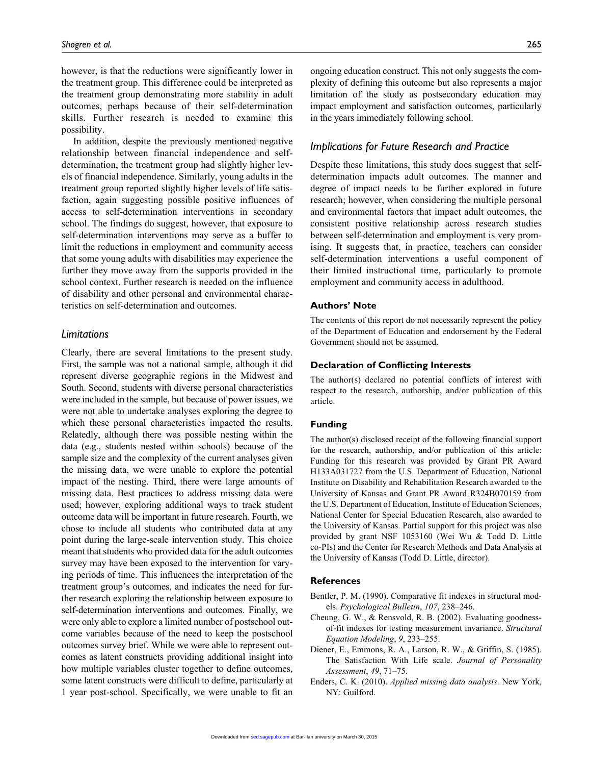however, is that the reductions were significantly lower in the treatment group. This difference could be interpreted as the treatment group demonstrating more stability in adult outcomes, perhaps because of their self-determination skills. Further research is needed to examine this possibility.

In addition, despite the previously mentioned negative relationship between financial independence and self-determination, the treatment group had slightly higher levels of financial independence. Similarly, young adults in the treatment group reported slightly higher levels of life satisfaction, again suggesting possible positive influences of access to self-determination interventions in secondary school. The findings do suggest, however, that exposure to self-determination interventions may serve as a buffer to limit the reductions in employment and community access that some young adults with disabilities may experience the further they move away from the supports provided in the school context. Further research is needed on the influence of disability and other personal and environmental characteristics on self-determination and outcomes.

### *Limitations*

Clearly, there are several limitations to the present study. First, the sample was not a national sample, although it did represent diverse geographic regions in the Midwest and South. Second, students with diverse personal characteristics were included in the sample, but because of power issues, we were not able to undertake analyses exploring the degree to which these personal characteristics impacted the results. Relatedly, although there was possible nesting within the data (e.g., students nested within schools) because of the sample size and the complexity of the current analyses given the missing data, we were unable to explore the potential impact of the nesting. Third, there were large amounts of missing data. Best practices to address missing data were used; however, exploring additional ways to track student outcome data will be important in future research. Fourth, we chose to include all students who contributed data at any point during the large-scale intervention study. This choice meant that students who provided data for the adult outcomes survey may have been exposed to the intervention for varying periods of time. This influences the interpretation of the treatment group's outcomes, and indicates the need for further research exploring the relationship between exposure to self-determination interventions and outcomes. Finally, we were only able to explore a limited number of postschool outcome variables because of the need to keep the postschool outcomes survey brief. While we were able to represent outcomes as latent constructs providing additional insight into how multiple variables cluster together to define outcomes, some latent constructs were difficult to define, particularly at 1 year post-school. Specifically, we were unable to fit an ongoing education construct. This not only suggests the complexity of defining this outcome but also represents a major limitation of the study as postsecondary education may impact employment and satisfaction outcomes, particularly in the years immediately following school.

### *Implications for Future Research and Practice*

Despite these limitations, this study does suggest that self-determination impacts adult outcomes. The manner and degree of impact needs to be further explored in future research; however, when considering the multiple personal and environmental factors that impact adult outcomes, the consistent positive relationship across research studies between self-determination and employment is very promising. It suggests that, in practice, teachers can consider self-determination interventions a useful component of their limited instructional time, particularly to promote employment and community access in adulthood.

## Authors' Note

The contents of this report do not necessarily represent the policy of the Department of Education and endorsement by the Federal Government should not be assumed.

## Declaration of Conflicting Interests

The author(s) declared no potential conflicts of interest with respect to the research, authorship, and/or publication of this article.

## Funding

The author(s) disclosed receipt of the following financial support for the research, authorship, and/or publication of this article: Funding for this research was provided by Grant PR Award H133A031727 from the U.S. Department of Education, National Institute on Disability and Rehabilitation Research awarded to the University of Kansas and Grant PR Award R324B070159 from the U.S. Department of Education, Institute of Education Sciences, National Center for Special Education Research, also awarded to the University of Kansas. Partial support for this project was also provided by grant NSF 1053160 (Wei Wu & Todd D. Little co-PIs) and the Center for Research Methods and Data Analysis at the University of Kansas (Todd D. Little, director).

## References

Bentler, P. M. (1990). Comparative fit indexes in structural models. *Psychological Bulletin*, *107*, 238–246.

Cheung, G. W., & Rensvold, R. B. (2002). Evaluating goodness-of-fit indexes for testing measurement invariance. *Structural Equation Modeling*, *9*, 233–255.

Diener, E., Emmons, R. A., Larson, R. W., & Griffin, S. (1985). The Satisfaction With Life scale. *Journal of Personality Assessment*, *49*, 71–75.

Enders, C. K. (2010). *Applied missing data analysis*. New York, NY: Guilford.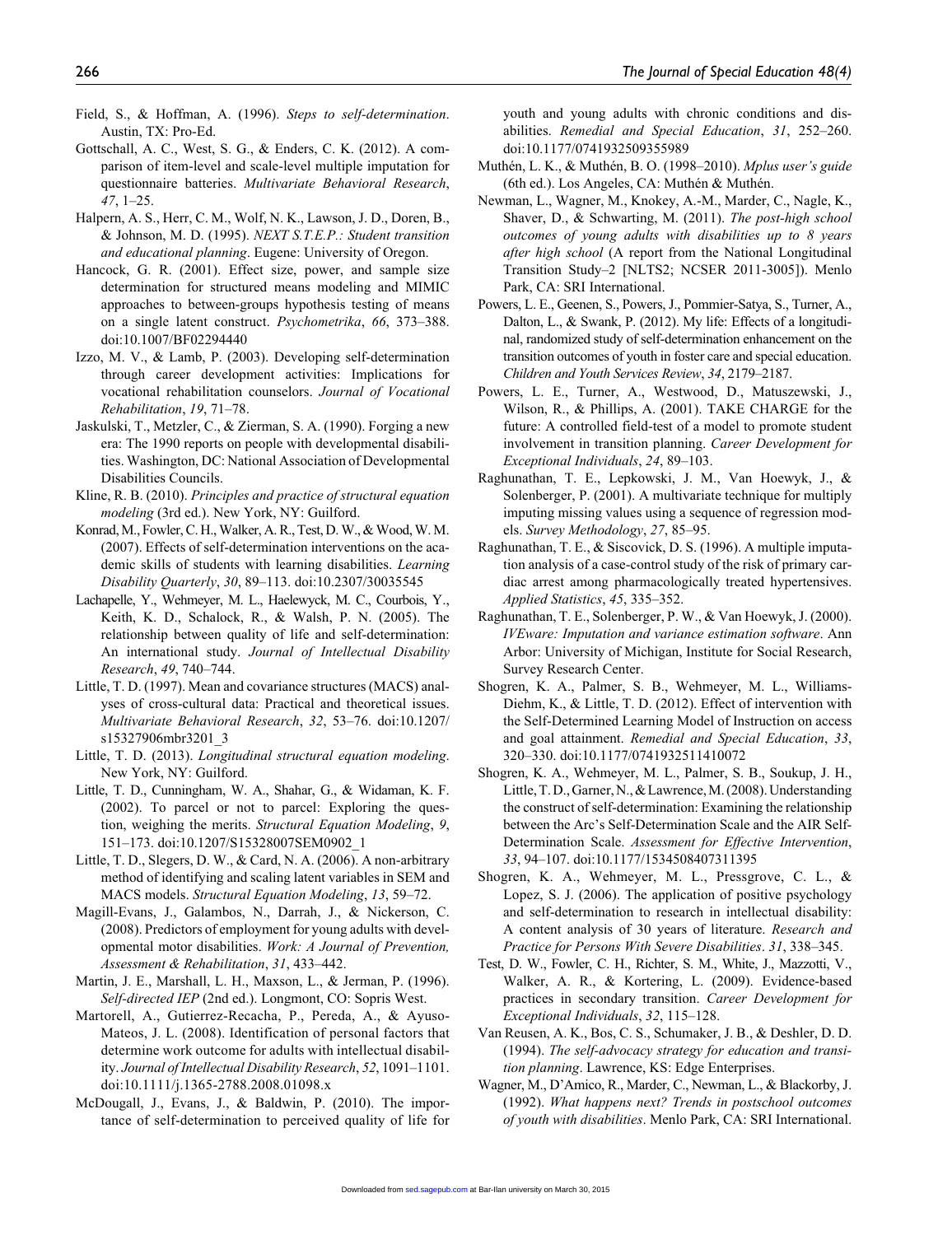Field, S., & Hoffman, A. (1996). *Steps to self-determination*. Austin, TX: Pro-Ed.

Gottschall, A. C., West, S. G., & Enders, C. K. (2012). A comparison of item-level and scale-level multiple imputation for questionnaire batteries. *Multivariate Behavioral Research*, *47*, 1–25.

Halpern, A. S., Herr, C. M., Wolf, N. K., Lawson, J. D., Doren, B., & Johnson, M. D. (1995). *NEXT S.T.E.P.: Student transition and educational planning*. Eugene: University of Oregon.

Hancock, G. R. (2001). Effect size, power, and sample size determination for structured means modeling and MIMIC approaches to between-groups hypothesis testing of means on a single latent construct. *Psychometrika*, *66*, 373–388. doi:10.1007/BF02294440

Izzo, M. V., & Lamb, P. (2003). Developing self-determination through career development activities: Implications for vocational rehabilitation counselors. *Journal of Vocational Rehabilitation*, *19*, 71–78.

Jaskulski, T., Metzler, C., & Zierman, S. A. (1990). Forging a new era: The 1990 reports on people with developmental disabilities. Washington, DC: National Association of Developmental Disabilities Councils.

Kline, R. B. (2010). *Principles and practice of structural equation modeling* (3rd ed.). New York, NY: Guilford.

Konrad, M., Fowler, C. H., Walker, A. R., Test, D. W., & Wood, W. M. (2007). Effects of self-determination interventions on the academic skills of students with learning disabilities. *Learning Disability Quarterly*, *30*, 89–113. doi:10.2307/30035545

Lachapelle, Y., Wehmeyer, M. L., Haelewyck, M. C., Courbois, Y., Keith, K. D., Schalock, R., & Walsh, P. N. (2005). The relationship between quality of life and self-determination: An international study. *Journal of Intellectual Disability Research*, *49*, 740–744.

Little, T. D. (1997). Mean and covariance structures (MACS) analyses of cross-cultural data: Practical and theoretical issues. *Multivariate Behavioral Research*, *32*, 53–76. doi:10.1207/s15327906mbr3201_3

Little, T. D. (2013). *Longitudinal structural equation modeling*. New York, NY: Guilford.

Little, T. D., Cunningham, W. A., Shahar, G., & Widaman, K. F. (2002). To parcel or not to parcel: Exploring the question, weighing the merits. *Structural Equation Modeling*, *9*, 151–173. doi:10.1207/S15328007SEM0902_1

Little, T. D., Slegers, D. W., & Card, N. A. (2006). A non-arbitrary method of identifying and scaling latent variables in SEM and MACS models. *Structural Equation Modeling*, *13*, 59–72.

Magill-Evans, J., Galambos, N., Darrah, J., & Nickerson, C. (2008). Predictors of employment for young adults with developmental motor disabilities. *Work: A Journal of Prevention, Assessment & Rehabilitation*, *31*, 433–442.

Martin, J. E., Marshall, L. H., Maxson, L., & Jerman, P. (1996). *Self-directed IEP* (2nd ed.). Longmont, CO: Sopris West.

Martorell, A., Gutierrez-Recacha, P., Pereda, A., & Ayuso-Mateos, J. L. (2008). Identification of personal factors that determine work outcome for adults with intellectual disability. *Journal of Intellectual Disability Research*, *52*, 1091–1101. doi:10.1111/j.1365-2788.2008.01098.x

McDougall, J., Evans, J., & Baldwin, P. (2010). The importance of self-determination to perceived quality of life for youth and young adults with chronic conditions and disabilities. *Remedial and Special Education*, *31*, 252–260. doi:10.1177/0741932509355989

Muthén, L. K., & Muthén, B. O. (1998–2010). *Mplus user's guide* (6th ed.). Los Angeles, CA: Muthén & Muthén.

Newman, L., Wagner, M., Knokey, A.-M., Marder, C., Nagle, K., Shaver, D., & Schwarting, M. (2011). *The post-high school outcomes of young adults with disabilities up to 8 years after high school* (A report from the National Longitudinal Transition Study–2 [NLTS2; NCSER 2011-3005]). Menlo Park, CA: SRI International.

Powers, L. E., Geenen, S., Powers, J., Pommier-Satya, S., Turner, A., Dalton, L., & Swank, P. (2012). My life: Effects of a longitudinal, randomized study of self-determination enhancement on the transition outcomes of youth in foster care and special education. *Children and Youth Services Review*, *34*, 2179–2187.

Powers, L. E., Turner, A., Westwood, D., Matuszewski, J., Wilson, R., & Phillips, A. (2001). TAKE CHARGE for the future: A controlled field-test of a model to promote student involvement in transition planning. *Career Development for Exceptional Individuals*, *24*, 89–103.

Raghunathan, T. E., Lepkowski, J. M., Van Hoewyk, J., & Solenberger, P. (2001). A multivariate technique for multiply imputing missing values using a sequence of regression models. *Survey Methodology*, *27*, 85–95.

Raghunathan, T. E., & Siscovick, D. S. (1996). A multiple imputation analysis of a case-control study of the risk of primary cardiac arrest among pharmacologically treated hypertensives. *Applied Statistics*, *45*, 335–352.

Raghunathan, T. E., Solenberger, P. W., & Van Hoewyk, J. (2000). *IVEware: Imputation and variance estimation software*. Ann Arbor: University of Michigan, Institute for Social Research, Survey Research Center.

Shogren, K. A., Palmer, S. B., Wehmeyer, M. L., Williams-Diehm, K., & Little, T. D. (2012). Effect of intervention with the Self-Determined Learning Model of Instruction on access and goal attainment. *Remedial and Special Education*, *33*, 320–330. doi:10.1177/0741932511410072

Shogren, K. A., Wehmeyer, M. L., Palmer, S. B., Soukup, J. H., Little, T. D., Garner, N., & Lawrence, M. (2008). Understanding the construct of self-determination: Examining the relationship between the Arc's Self-Determination Scale and the AIR Self-Determination Scale. *Assessment for Effective Intervention*, *33*, 94–107. doi:10.1177/1534508407311395

Shogren, K. A., Wehmeyer, M. L., Pressgrove, C. L., & Lopez, S. J. (2006). The application of positive psychology and self-determination to research in intellectual disability: A content analysis of 30 years of literature. *Research and Practice for Persons With Severe Disabilities*. *31*, 338–345.

Test, D. W., Fowler, C. H., Richter, S. M., White, J., Mazzotti, V., Walker, A. R., & Kortering, L. (2009). Evidence-based practices in secondary transition. *Career Development for Exceptional Individuals*, *32*, 115–128.

Van Reusen, A. K., Bos, C. S., Schumaker, J. B., & Deshler, D. D. (1994). *The self-advocacy strategy for education and transition planning*. Lawrence, KS: Edge Enterprises.

Wagner, M., D'Amico, R., Marder, C., Newman, L., & Blackorby, J. (1992). *What happens next? Trends in postschool outcomes of youth with disabilities*. Menlo Park, CA: SRI International.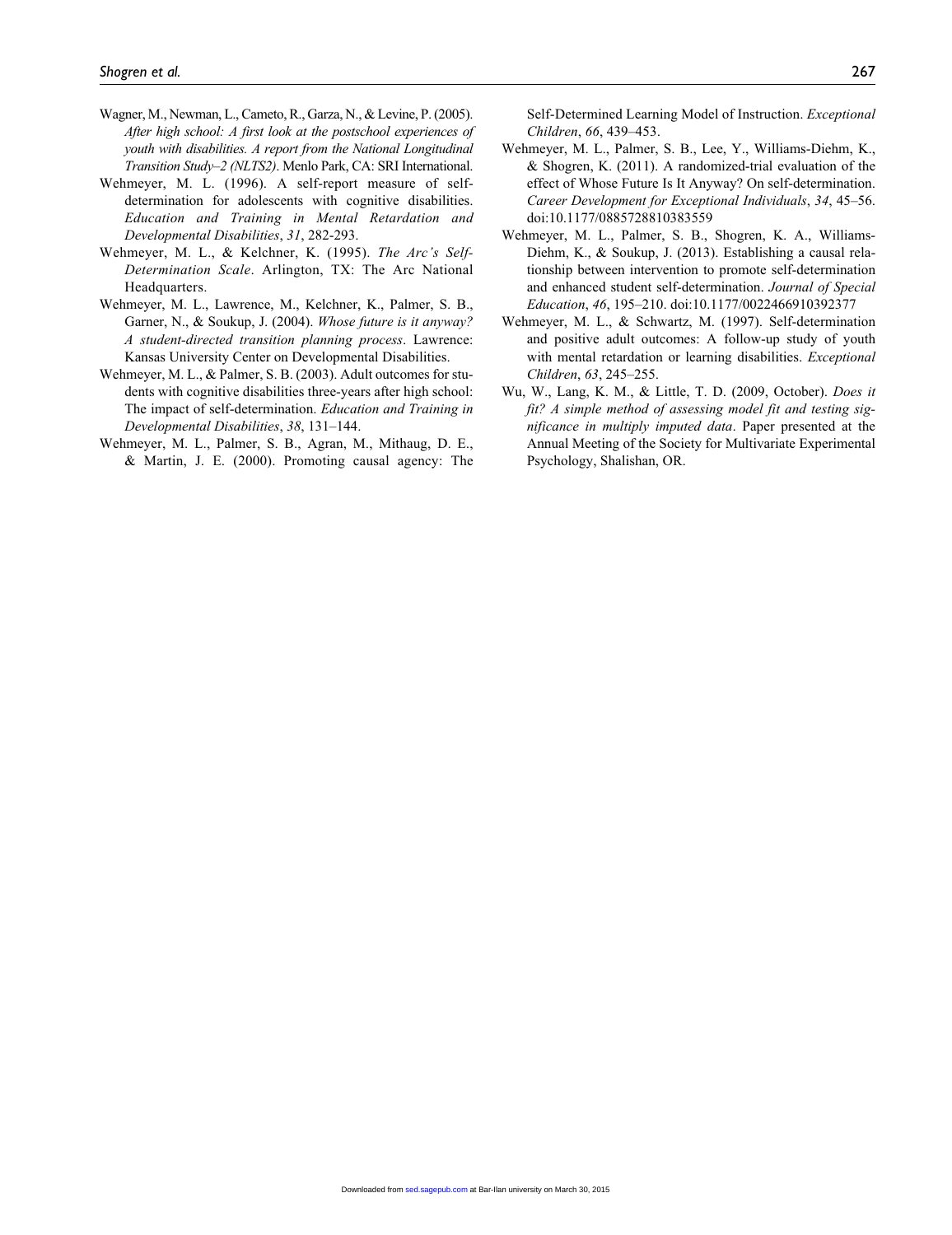Wagner, M., Newman, L., Cameto, R., Garza, N., & Levine, P. (2005). *After high school: A first look at the postschool experiences of youth with disabilities. A report from the National Longitudinal Transition Study–2 (NLTS2)*. Menlo Park, CA: SRI International.

Wehmeyer, M. L. (1996). A self-report measure of self-determination for adolescents with cognitive disabilities. *Education and Training in Mental Retardation and Developmental Disabilities*, *31*, 282-293.

Wehmeyer, M. L., & Kelchner, K. (1995). *The Arc's Self-Determination Scale*. Arlington, TX: The Arc National Headquarters.

Wehmeyer, M. L., Lawrence, M., Kelchner, K., Palmer, S. B., Garner, N., & Soukup, J. (2004). *Whose future is it anyway? A student-directed transition planning process*. Lawrence: Kansas University Center on Developmental Disabilities.

Wehmeyer, M. L., & Palmer, S. B. (2003). Adult outcomes for students with cognitive disabilities three-years after high school: The impact of self-determination. *Education and Training in Developmental Disabilities*, *38*, 131–144.

Wehmeyer, M. L., Palmer, S. B., Agran, M., Mithaug, D. E., & Martin, J. E. (2000). Promoting causal agency: The Self-Determined Learning Model of Instruction. *Exceptional Children*, *66*, 439–453.

Wehmeyer, M. L., Palmer, S. B., Lee, Y., Williams-Diehm, K., & Shogren, K. (2011). A randomized-trial evaluation of the effect of Whose Future Is It Anyway? On self-determination. *Career Development for Exceptional Individuals*, *34*, 45–56. doi:10.1177/0885728810383559

Wehmeyer, M. L., Palmer, S. B., Shogren, K. A., Williams-Diehm, K., & Soukup, J. (2013). Establishing a causal relationship between intervention to promote self-determination and enhanced student self-determination. *Journal of Special Education*, *46*, 195–210. doi:10.1177/0022466910392377

Wehmeyer, M. L., & Schwartz, M. (1997). Self-determination and positive adult outcomes: A follow-up study of youth with mental retardation or learning disabilities. *Exceptional Children*, *63*, 245–255.

Wu, W., Lang, K. M., & Little, T. D. (2009, October). *Does it fit? A simple method of assessing model fit and testing significance in multiply imputed data*. Paper presented at the Annual Meeting of the Society for Multivariate Experimental Psychology, Shalishan, OR.